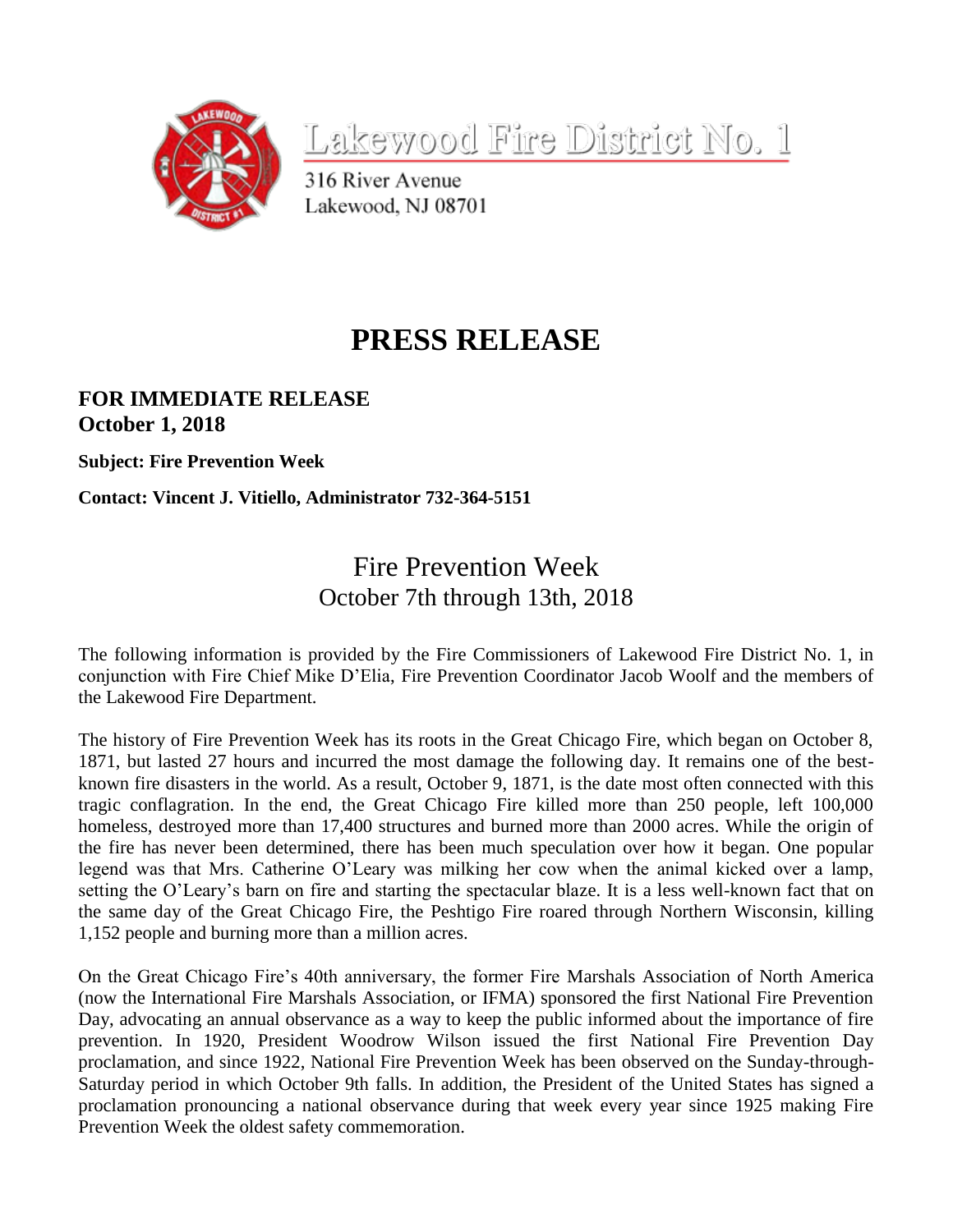# Lakewood Fire District No. 1

316 River Avenue
Lakewood, NJ 08701

# PRESS RELEASE

**FOR IMMEDIATE RELEASE**
**October 1, 2018**

**Subject: Fire Prevention Week**

**Contact: Vincent J. Vitiello, Administrator 732-364-5151**

## Fire Prevention Week
## October 7th through 13th, 2018

The following information is provided by the Fire Commissioners of Lakewood Fire District No. 1, in conjunction with Fire Chief Mike D'Elia, Fire Prevention Coordinator Jacob Woolf and the members of the Lakewood Fire Department.

The history of Fire Prevention Week has its roots in the Great Chicago Fire, which began on October 8, 1871, but lasted 27 hours and incurred the most damage the following day. It remains one of the best-known fire disasters in the world. As a result, October 9, 1871, is the date most often connected with this tragic conflagration. In the end, the Great Chicago Fire killed more than 250 people, left 100,000 homeless, destroyed more than 17,400 structures and burned more than 2000 acres. While the origin of the fire has never been determined, there has been much speculation over how it began. One popular legend was that Mrs. Catherine O'Leary was milking her cow when the animal kicked over a lamp, setting the O'Leary's barn on fire and starting the spectacular blaze. It is a less well-known fact that on the same day of the Great Chicago Fire, the Peshtigo Fire roared through Northern Wisconsin, killing 1,152 people and burning more than a million acres.

On the Great Chicago Fire's 40th anniversary, the former Fire Marshals Association of North America (now the International Fire Marshals Association, or IFMA) sponsored the first National Fire Prevention Day, advocating an annual observance as a way to keep the public informed about the importance of fire prevention. In 1920, President Woodrow Wilson issued the first National Fire Prevention Day proclamation, and since 1922, National Fire Prevention Week has been observed on the Sunday-through-Saturday period in which October 9th falls. In addition, the President of the United States has signed a proclamation pronouncing a national observance during that week every year since 1925 making Fire Prevention Week the oldest safety commemoration.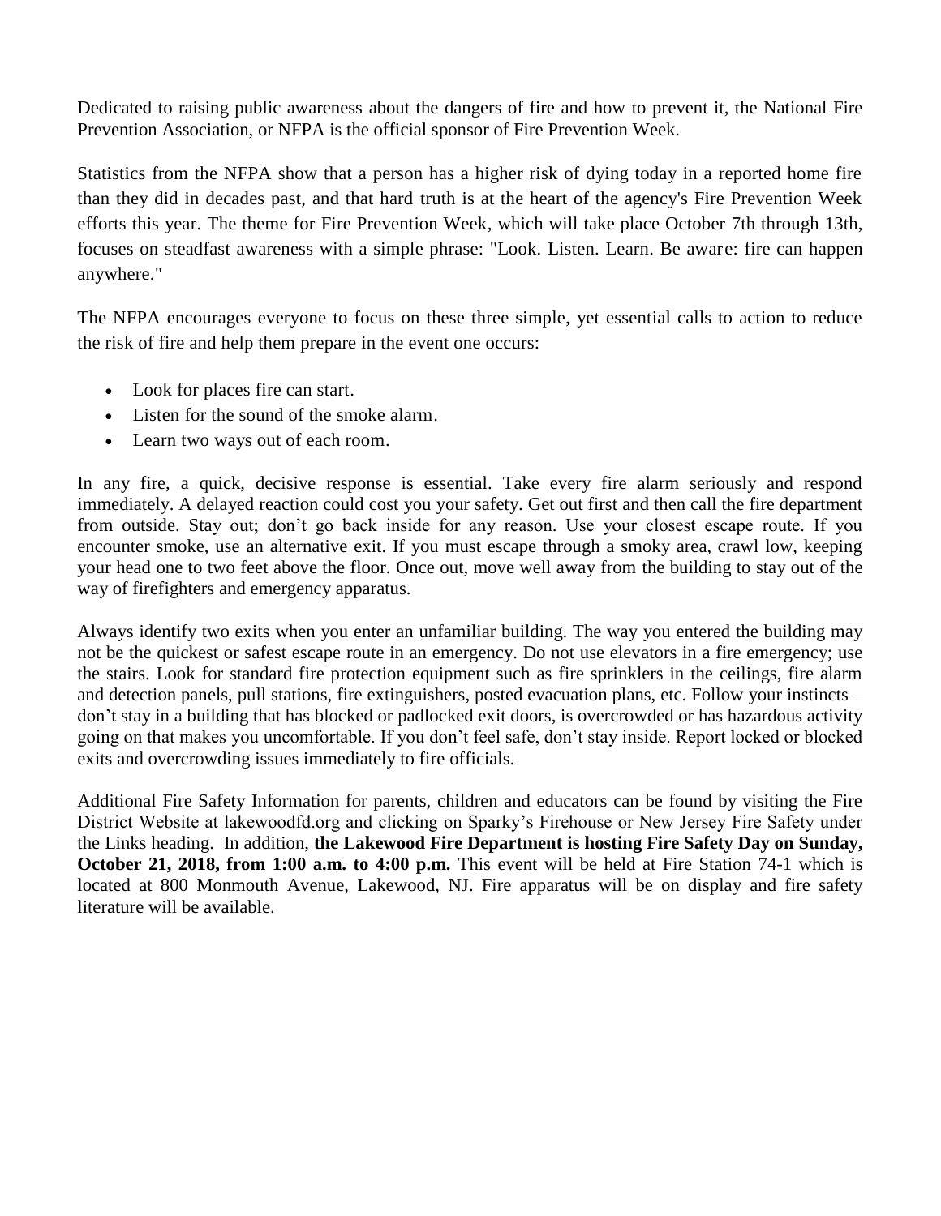Dedicated to raising public awareness about the dangers of fire and how to prevent it, the National Fire Prevention Association, or NFPA is the official sponsor of Fire Prevention Week.

Statistics from the NFPA show that a person has a higher risk of dying today in a reported home fire than they did in decades past, and that hard truth is at the heart of the agency's Fire Prevention Week efforts this year. The theme for Fire Prevention Week, which will take place October 7th through 13th, focuses on steadfast awareness with a simple phrase: "Look. Listen. Learn. Be aware: fire can happen anywhere."

The NFPA encourages everyone to focus on these three simple, yet essential calls to action to reduce the risk of fire and help them prepare in the event one occurs:

- Look for places fire can start.
- Listen for the sound of the smoke alarm.
- Learn two ways out of each room.

In any fire, a quick, decisive response is essential. Take every fire alarm seriously and respond immediately. A delayed reaction could cost you your safety. Get out first and then call the fire department from outside. Stay out; don't go back inside for any reason. Use your closest escape route. If you encounter smoke, use an alternative exit. If you must escape through a smoky area, crawl low, keeping your head one to two feet above the floor. Once out, move well away from the building to stay out of the way of firefighters and emergency apparatus.

Always identify two exits when you enter an unfamiliar building. The way you entered the building may not be the quickest or safest escape route in an emergency. Do not use elevators in a fire emergency; use the stairs. Look for standard fire protection equipment such as fire sprinklers in the ceilings, fire alarm and detection panels, pull stations, fire extinguishers, posted evacuation plans, etc. Follow your instincts – don't stay in a building that has blocked or padlocked exit doors, is overcrowded or has hazardous activity going on that makes you uncomfortable. If you don't feel safe, don't stay inside. Report locked or blocked exits and overcrowding issues immediately to fire officials.

Additional Fire Safety Information for parents, children and educators can be found by visiting the Fire District Website at lakewoodfd.org and clicking on Sparky's Firehouse or New Jersey Fire Safety under the Links heading. In addition, **the Lakewood Fire Department is hosting Fire Safety Day on Sunday, October 21, 2018, from 1:00 a.m. to 4:00 p.m.** This event will be held at Fire Station 74-1 which is located at 800 Monmouth Avenue, Lakewood, NJ. Fire apparatus will be on display and fire safety literature will be available.